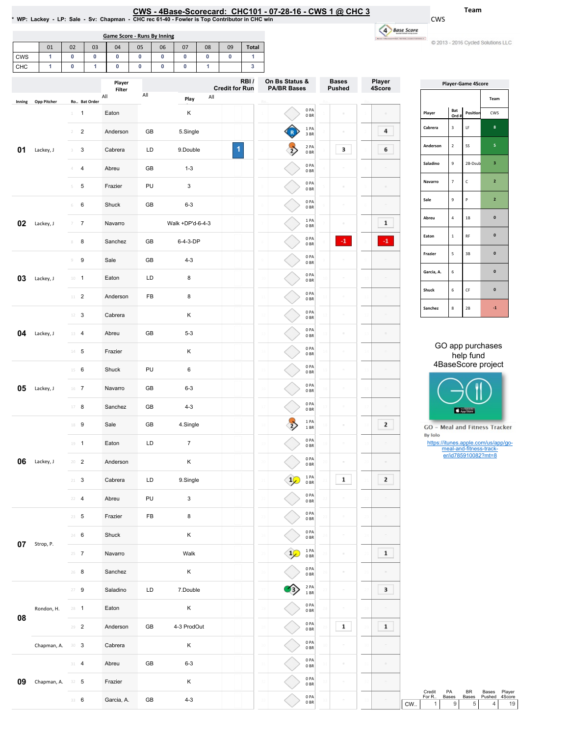# CWS - 4Base-Scorecard: CHC101 - 07-28-16 - CWS 1 @ CHC 3

\* WP: Lackey - LP: Sale - Sv: Chapman - CHC rec 61-40 - Fowler is Top Contributor in CHC win

Team: CWS

© 2013 - 2016 Cycled Solutions LLC

## Game Score - Runs By Inning

| | 01 | 02 | 03 | 04 | 05 | 06 | 07 | 08 | 09 | Total |
|---|---|---|---|---|---|---|---|---|---|---|
| CWS | 1 | 0 | 0 | 0 | 0 | 0 | 0 | 0 | 0 | 1 |
| CHC | 1 | 0 | 1 | 0 | 0 | 0 | 0 | 1 | | 3 |

| Inning | Opp Pitcher | Ro.. | Bat Order | Player | | Play | RBI / Credit for Run | On Bs Status & PA/BR Bases | Bases Pushed | Player 4Score |
|---|---|---|---|---|---|---|---|---|---|---|
| 01 | Lackey, J | 1 | 1 | Eaton | | K | | 0 PA 0 BR | | |
| | | 2 | 2 | Anderson | GB | 5.Single | | 1 PA 3 BR | | 4 |
| | | 3 | 3 | Cabrera | LD | 9.Double | 1 | 2 PA 0 BR | 3 | 6 |
| | | 4 | 4 | Abreu | GB | 1-3 | | 0 PA 0 BR | | |
| | | 5 | 5 | Frazier | PU | 3 | | 0 PA 0 BR | | |
| 02 | Lackey, J | 6 | 6 | Shuck | GB | 6-3 | | 0 PA 0 BR | | |
| | | 7 | 7 | Navarro | | Walk +DP'd-6-4-3 | | 1 PA 0 BR | | 1 |
| | | 8 | 8 | Sanchez | GB | 6-4-3-DP | | 0 PA 0 BR | -1 | -1 |
| 03 | Lackey, J | 9 | 9 | Sale | GB | 4-3 | | 0 PA 0 BR | | |
| | | 10 | 1 | Eaton | LD | 8 | | 0 PA 0 BR | | |
| | | 11 | 2 | Anderson | FB | 8 | | 0 PA 0 BR | | |
| 04 | Lackey, J | 12 | 3 | Cabrera | | K | | 0 PA 0 BR | | |
| | | 13 | 4 | Abreu | GB | 5-3 | | 0 PA 0 BR | | |
| | | 14 | 5 | Frazier | | K | | 0 PA 0 BR | | |
| 05 | Lackey, J | 15 | 6 | Shuck | PU | 6 | | 0 PA 0 BR | | |
| | | 16 | 7 | Navarro | GB | 6-3 | | 0 PA 0 BR | | |
| | | 17 | 8 | Sanchez | GB | 4-3 | | 0 PA 0 BR | | |
| 06 | Lackey, J | 18 | 9 | Sale | GB | 4.Single | | 1 PA 1 BR | | 2 |
| | | 19 | 1 | Eaton | LD | 7 | | 0 PA 0 BR | | |
| | | 20 | 2 | Anderson | | K | | 0 PA 0 BR | | |
| | | 21 | 3 | Cabrera | LD | 9.Single | | 1 PA 0 BR | 1 | 2 |
| | | 22 | 4 | Abreu | PU | 3 | | 0 PA 0 BR | | |
| 07 | Strop, P. | 23 | 5 | Frazier | FB | 8 | | 0 PA 0 BR | | |
| | | 24 | 6 | Shuck | | K | | 0 PA 0 BR | | |
| | | 25 | 7 | Navarro | | Walk | | 1 PA 0 BR | | 1 |
| | | 26 | 8 | Sanchez | | K | | 0 PA 0 BR | | |
| 08 | | 27 | 9 | Saladino | LD | 7.Double | | 2 PA 1 BR | | 3 |
| | Rondon, H. | 28 | 1 | Eaton | | K | | 0 PA 0 BR | | |
| | | 29 | 2 | Anderson | GB | 4-3 ProdOut | | 0 PA 0 BR | 1 | 1 |
| | Chapman, A. | 30 | 3 | Cabrera | | K | | 0 PA 0 BR | | |
| 09 | Chapman, A. | 31 | 4 | Abreu | GB | 6-3 | | 0 PA 0 BR | | |
| | | 32 | 5 | Frazier | | K | | 0 PA 0 BR | | |
| | | 33 | 6 | Garcia, A. | GB | 4-3 | | 0 PA 0 BR | | |

## Player-Game 4Score

| Player | Bat Ord # | Position | CWS |
|---|---|---|---|
| Cabrera | 3 | LF | 8 |
| Anderson | 2 | SS | 5 |
| Saladino | 9 | 2B-Dsub | 3 |
| Navarro | 7 | C | 2 |
| Sale | 9 | P | 2 |
| Abreu | 4 | 1B | 0 |
| Eaton | 1 | RF | 0 |
| Frazier | 5 | 3B | 0 |
| Garcia, A. | 6 | | 0 |
| Shuck | 6 | CF | 0 |
| Sanchez | 8 | 2B | -1 |

| | Credit For R.. | PA Bases | BR Bases | Bases Pushed | Player 4Score |
|---|---|---|---|---|---|
| CW.. | 1 | 9 | 5 | 4 | 19 |

GO app purchases help fund 4BaseScore project

GO - Meal and Fitness Tracker
By Iolo
https://itunes.apple.com/us/app/go-meal-and-fitness-track-er/id785910082?mt=8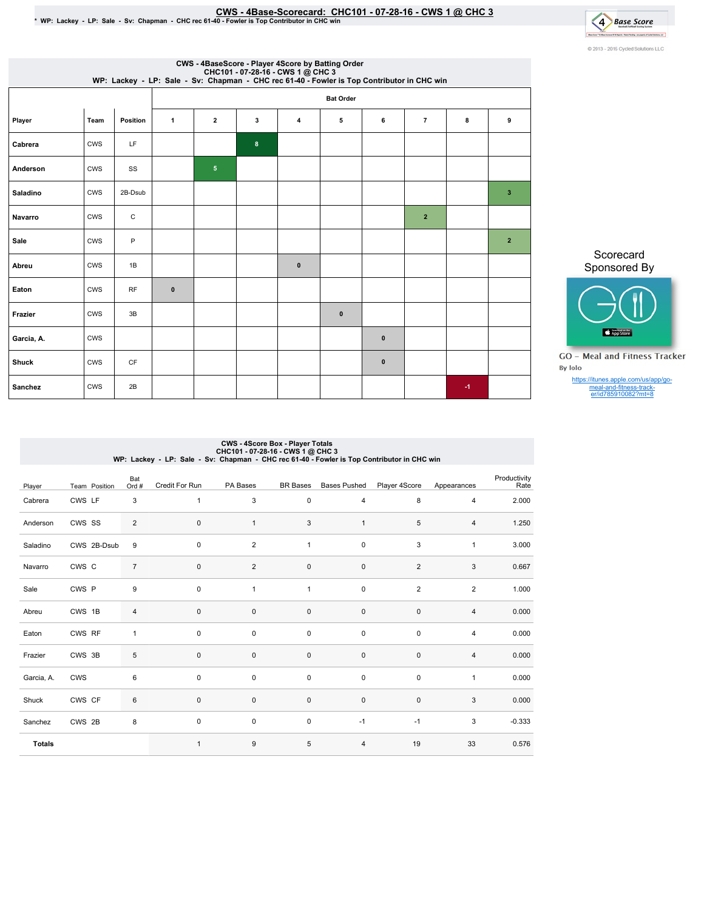# CWS - 4Base-Scorecard: CHC101 - 07-28-16 - CWS 1 @ CHC 3

\* WP: Lackey - LP: Sale - Sv: Chapman - CHC rec 61-40 - Fowler is Top Contributor in CHC win

© 2013 - 2016 Cycled Solutions LLC

## CWS - 4BaseScore - Player 4Score by Batting Order
CHC101 - 07-28-16 - CWS 1 @ CHC 3
WP: Lackey - LP: Sale - Sv: Chapman - CHC rec 61-40 - Fowler is Top Contributor in CHC win

| | | | Bat Order | | | | | | | | |
|---|---|---|---|---|---|---|---|---|---|---|---|
| Player | Team | Position | 1 | 2 | 3 | 4 | 5 | 6 | 7 | 8 | 9 |
| Cabrera | CWS | LF | | | 8 | | | | | | |
| Anderson | CWS | SS | | 5 | | | | | | | |
| Saladino | CWS | 2B-Dsub | | | | | | | | | 3 |
| Navarro | CWS | C | | | | | | | 2 | | |
| Sale | CWS | P | | | | | | | | | 2 |
| Abreu | CWS | 1B | | | | 0 | | | | | |
| Eaton | CWS | RF | 0 | | | | | | | | |
| Frazier | CWS | 3B | | | | | 0 | | | | |
| Garcia, A. | CWS | | | | | | | 0 | | | |
| Shuck | CWS | CF | | | | | | 0 | | | |
| Sanchez | CWS | 2B | | | | | | | | -1 | |

Scorecard Sponsored By

GO - Meal and Fitness Tracker
By Iolo
https://itunes.apple.com/us/app/go-meal-and-fitness-track-er/id785910082?mt=8

## CWS - 4Score Box - Player Totals
CHC101 - 07-28-16 - CWS 1 @ CHC 3
WP: Lackey - LP: Sale - Sv: Chapman - CHC rec 61-40 - Fowler is Top Contributor in CHC win

| Player | Team | Position | Bat Ord # | Credit For Run | PA Bases | BR Bases | Bases Pushed | Player 4Score | Appearances | Productivity Rate |
|---|---|---|---|---|---|---|---|---|---|---|
| Cabrera | CWS | LF | 3 | 1 | 3 | 0 | 4 | 8 | 4 | 2.000 |
| Anderson | CWS | SS | 2 | 0 | 1 | 3 | 1 | 5 | 4 | 1.250 |
| Saladino | CWS | 2B-Dsub | 9 | 0 | 2 | 1 | 0 | 3 | 1 | 3.000 |
| Navarro | CWS | C | 7 | 0 | 2 | 0 | 0 | 2 | 3 | 0.667 |
| Sale | CWS | P | 9 | 0 | 1 | 1 | 0 | 2 | 2 | 1.000 |
| Abreu | CWS | 1B | 4 | 0 | 0 | 0 | 0 | 0 | 4 | 0.000 |
| Eaton | CWS | RF | 1 | 0 | 0 | 0 | 0 | 0 | 4 | 0.000 |
| Frazier | CWS | 3B | 5 | 0 | 0 | 0 | 0 | 0 | 4 | 0.000 |
| Garcia, A. | CWS | | 6 | 0 | 0 | 0 | 0 | 0 | 1 | 0.000 |
| Shuck | CWS | CF | 6 | 0 | 0 | 0 | 0 | 0 | 3 | 0.000 |
| Sanchez | CWS | 2B | 8 | 0 | 0 | 0 | -1 | -1 | 3 | -0.333 |
| **Totals** | | | | 1 | 9 | 5 | 4 | 19 | 33 | 0.576 |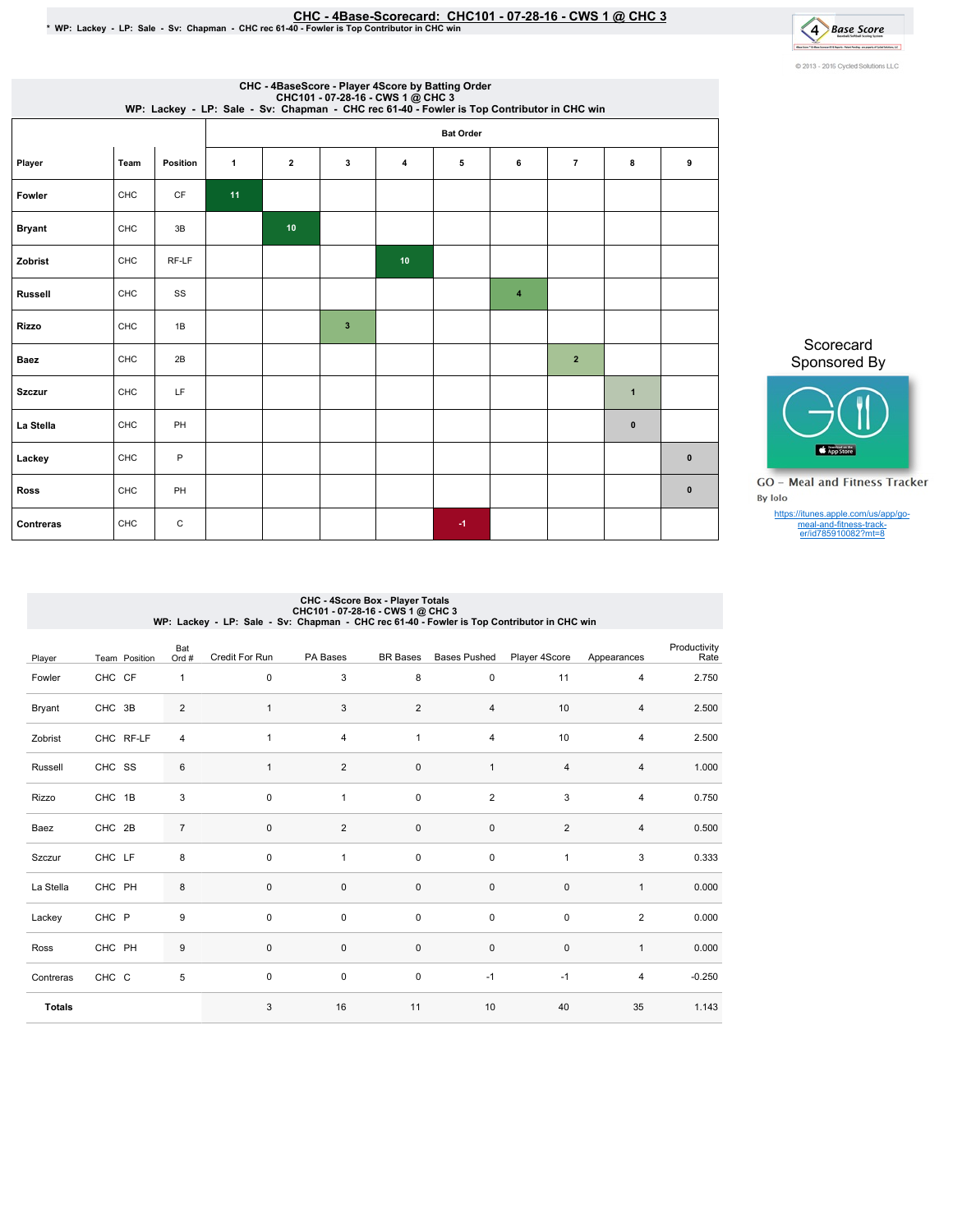# CHC - 4Base-Scorecard: CHC101 - 07-28-16 - CWS 1 @ CHC 3

* WP: Lackey - LP: Sale - Sv: Chapman - CHC rec 61-40 - Fowler is Top Contributor in CHC win

© 2013 - 2016 Cycled Solutions LLC

## CHC - 4BaseScore - Player 4Score by Batting Order

CHC101 - 07-28-16 - CWS 1 @ CHC 3
WP: Lackey - LP: Sale - Sv: Chapman - CHC rec 61-40 - Fowler is Top Contributor in CHC win

| | | | Bat Order | | | | | | | | |
|---|---|---|---|---|---|---|---|---|---|---|---|
| Player | Team | Position | 1 | 2 | 3 | 4 | 5 | 6 | 7 | 8 | 9 |
| Fowler | CHC | CF | 11 | | | | | | | | |
| Bryant | CHC | 3B | | 10 | | | | | | | |
| Zobrist | CHC | RF-LF | | | | 10 | | | | | |
| Russell | CHC | SS | | | | | | 4 | | | |
| Rizzo | CHC | 1B | | | 3 | | | | | | |
| Baez | CHC | 2B | | | | | | | 2 | | |
| Szczur | CHC | LF | | | | | | | | 1 | |
| La Stella | CHC | PH | | | | | | | | 0 | |
| Lackey | CHC | P | | | | | | | | | 0 |
| Ross | CHC | PH | | | | | | | | | 0 |
| Contreras | CHC | C | | | | | -1 | | | | |

Scorecard Sponsored By

GO - Meal and Fitness Tracker
By Iolo

https://itunes.apple.com/us/app/go-meal-and-fitness-track-er/id785910082?mt=8

## CHC - 4Score Box - Player Totals

CHC101 - 07-28-16 - CWS 1 @ CHC 3
WP: Lackey - LP: Sale - Sv: Chapman - CHC rec 61-40 - Fowler is Top Contributor in CHC win

| Player | Team | Position | Bat Ord # | Credit For Run | PA Bases | BR Bases | Bases Pushed | Player 4Score | Appearances | Productivity Rate |
|---|---|---|---|---|---|---|---|---|---|---|
| Fowler | CHC | CF | 1 | 0 | 3 | 8 | 0 | 11 | 4 | 2.750 |
| Bryant | CHC | 3B | 2 | 1 | 3 | 2 | 4 | 10 | 4 | 2.500 |
| Zobrist | CHC | RF-LF | 4 | 1 | 4 | 1 | 4 | 10 | 4 | 2.500 |
| Russell | CHC | SS | 6 | 1 | 2 | 0 | 1 | 4 | 4 | 1.000 |
| Rizzo | CHC | 1B | 3 | 0 | 1 | 0 | 2 | 3 | 4 | 0.750 |
| Baez | CHC | 2B | 7 | 0 | 2 | 0 | 0 | 2 | 4 | 0.500 |
| Szczur | CHC | LF | 8 | 0 | 1 | 0 | 0 | 1 | 3 | 0.333 |
| La Stella | CHC | PH | 8 | 0 | 0 | 0 | 0 | 0 | 1 | 0.000 |
| Lackey | CHC | P | 9 | 0 | 0 | 0 | 0 | 0 | 2 | 0.000 |
| Ross | CHC | PH | 9 | 0 | 0 | 0 | 0 | 0 | 1 | 0.000 |
| Contreras | CHC | C | 5 | 0 | 0 | 0 | -1 | -1 | 4 | -0.250 |
| **Totals** | | | | 3 | 16 | 11 | 10 | 40 | 35 | 1.143 |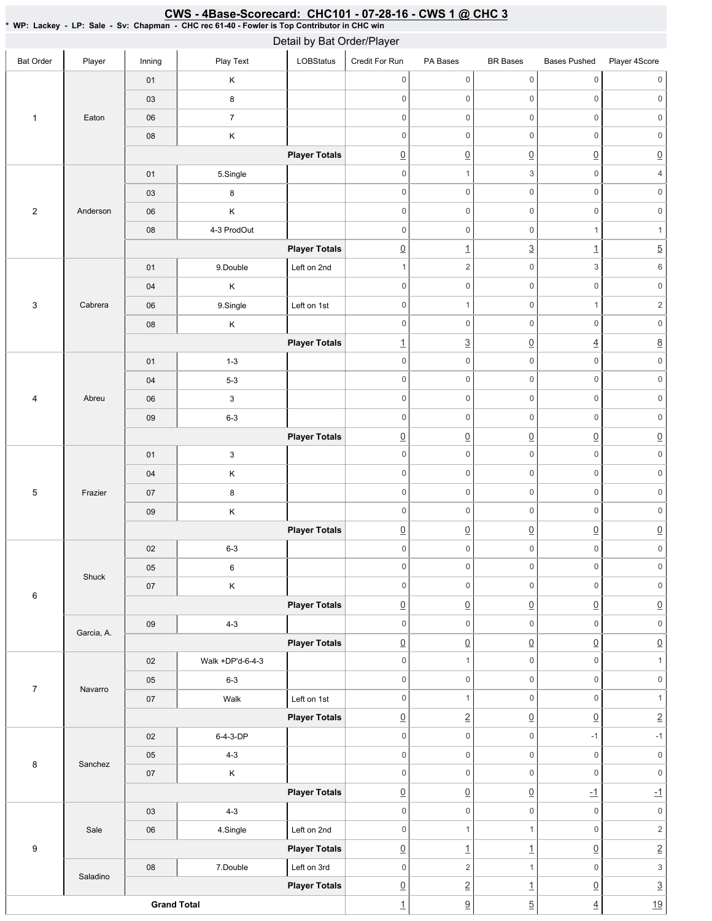## CWS - 4Base-Scorecard: CHC101 - 07-28-16 - CWS 1 @ CHC 3

**\* WP: Lackey - LP: Sale - Sv: Chapman - CHC rec 61-40 - Fowler is Top Contributor in CHC win**

### Detail by Bat Order/Player

| Bat Order | Player | Inning | Play Text | LOBStatus | Credit For Run | PA Bases | BR Bases | Bases Pushed | Player 4Score |
|---|---|---|---|---|---|---|---|---|---|
| 1 | Eaton | 01 | K | | 0 | 0 | 0 | 0 | 0 |
| | | 03 | 8 | | 0 | 0 | 0 | 0 | 0 |
| | | 06 | 7 | | 0 | 0 | 0 | 0 | 0 |
| | | 08 | K | | 0 | 0 | 0 | 0 | 0 |
| | | | | **Player Totals** | 0 | 0 | 0 | 0 | 0 |
| 2 | Anderson | 01 | 5.Single | | 0 | 1 | 3 | 0 | 4 |
| | | 03 | 8 | | 0 | 0 | 0 | 0 | 0 |
| | | 06 | K | | 0 | 0 | 0 | 0 | 0 |
| | | 08 | 4-3 ProdOut | | 0 | 0 | 0 | 1 | 1 |
| | | | | **Player Totals** | 0 | 1 | 3 | 1 | 5 |
| 3 | Cabrera | 01 | 9.Double | Left on 2nd | 1 | 2 | 0 | 3 | 6 |
| | | 04 | K | | 0 | 0 | 0 | 0 | 0 |
| | | 06 | 9.Single | Left on 1st | 0 | 1 | 0 | 1 | 2 |
| | | 08 | K | | 0 | 0 | 0 | 0 | 0 |
| | | | | **Player Totals** | 1 | 3 | 0 | 4 | 8 |
| 4 | Abreu | 01 | 1-3 | | 0 | 0 | 0 | 0 | 0 |
| | | 04 | 5-3 | | 0 | 0 | 0 | 0 | 0 |
| | | 06 | 3 | | 0 | 0 | 0 | 0 | 0 |
| | | 09 | 6-3 | | 0 | 0 | 0 | 0 | 0 |
| | | | | **Player Totals** | 0 | 0 | 0 | 0 | 0 |
| 5 | Frazier | 01 | 3 | | 0 | 0 | 0 | 0 | 0 |
| | | 04 | K | | 0 | 0 | 0 | 0 | 0 |
| | | 07 | 8 | | 0 | 0 | 0 | 0 | 0 |
| | | 09 | K | | 0 | 0 | 0 | 0 | 0 |
| | | | | **Player Totals** | 0 | 0 | 0 | 0 | 0 |
| 6 | Shuck | 02 | 6-3 | | 0 | 0 | 0 | 0 | 0 |
| | | 05 | 6 | | 0 | 0 | 0 | 0 | 0 |
| | | 07 | K | | 0 | 0 | 0 | 0 | 0 |
| | | | | **Player Totals** | 0 | 0 | 0 | 0 | 0 |
| | Garcia, A. | 09 | 4-3 | | 0 | 0 | 0 | 0 | 0 |
| | | | | **Player Totals** | 0 | 0 | 0 | 0 | 0 |
| 7 | Navarro | 02 | Walk +DP'd-6-4-3 | | 0 | 1 | 0 | 0 | 1 |
| | | 05 | 6-3 | | 0 | 0 | 0 | 0 | 0 |
| | | 07 | Walk | Left on 1st | 0 | 1 | 0 | 0 | 1 |
| | | | | **Player Totals** | 0 | 2 | 0 | 0 | 2 |
| 8 | Sanchez | 02 | 6-4-3-DP | | 0 | 0 | 0 | -1 | -1 |
| | | 05 | 4-3 | | 0 | 0 | 0 | 0 | 0 |
| | | 07 | K | | 0 | 0 | 0 | 0 | 0 |
| | | | | **Player Totals** | 0 | 0 | 0 | -1 | -1 |
| 9 | Sale | 03 | 4-3 | | 0 | 0 | 0 | 0 | 0 |
| | | 06 | 4.Single | Left on 2nd | 0 | 1 | 1 | 0 | 2 |
| | | | | **Player Totals** | 0 | 1 | 1 | 0 | 2 |
| | Saladino | 08 | 7.Double | Left on 3rd | 0 | 2 | 1 | 0 | 3 |
| | | | | **Player Totals** | 0 | 2 | 1 | 0 | 3 |
| **Grand Total** | | | | | 1 | 9 | 5 | 4 | 19 |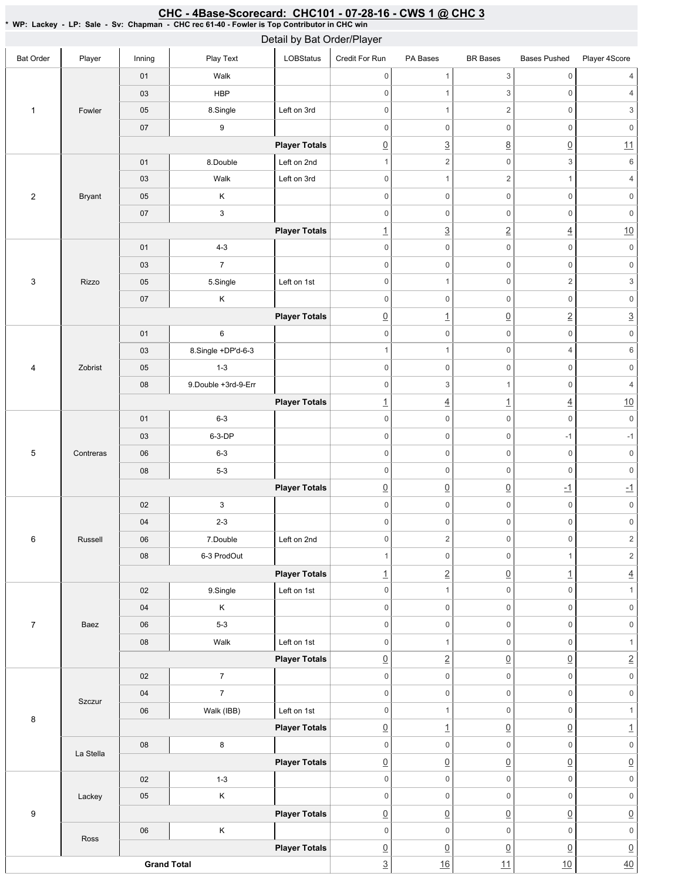## CHC - 4Base-Scorecard: CHC101 - 07-28-16 - CWS 1 @ CHC 3

**\* WP: Lackey - LP: Sale - Sv: Chapman - CHC rec 61-40 - Fowler is Top Contributor in CHC win**

### Detail by Bat Order/Player

| Bat Order | Player | Inning | Play Text | LOBStatus | Credit For Run | PA Bases | BR Bases | Bases Pushed | Player 4Score |
|---|---|---|---|---|---|---|---|---|---|
| 1 | Fowler | 01 | Walk | | 0 | 1 | 3 | 0 | 4 |
| | | 03 | HBP | | 0 | 1 | 3 | 0 | 4 |
| | | 05 | 8.Single | Left on 3rd | 0 | 1 | 2 | 0 | 3 |
| | | 07 | 9 | | 0 | 0 | 0 | 0 | 0 |
| | | | | **Player Totals** | 0 | 3 | 8 | 0 | 11 |
| 2 | Bryant | 01 | 8.Double | Left on 2nd | 1 | 2 | 0 | 3 | 6 |
| | | 03 | Walk | Left on 3rd | 0 | 1 | 2 | 1 | 4 |
| | | 05 | K | | 0 | 0 | 0 | 0 | 0 |
| | | 07 | 3 | | 0 | 0 | 0 | 0 | 0 |
| | | | | **Player Totals** | 1 | 3 | 2 | 4 | 10 |
| 3 | Rizzo | 01 | 4-3 | | 0 | 0 | 0 | 0 | 0 |
| | | 03 | 7 | | 0 | 0 | 0 | 0 | 0 |
| | | 05 | 5.Single | Left on 1st | 0 | 1 | 0 | 2 | 3 |
| | | 07 | K | | 0 | 0 | 0 | 0 | 0 |
| | | | | **Player Totals** | 0 | 1 | 0 | 2 | 3 |
| 4 | Zobrist | 01 | 6 | | 0 | 0 | 0 | 0 | 0 |
| | | 03 | 8.Single +DP'd-6-3 | | 1 | 1 | 0 | 4 | 6 |
| | | 05 | 1-3 | | 0 | 0 | 0 | 0 | 0 |
| | | 08 | 9.Double +3rd-9-Err | | 0 | 3 | 1 | 0 | 4 |
| | | | | **Player Totals** | 1 | 4 | 1 | 4 | 10 |
| 5 | Contreras | 01 | 6-3 | | 0 | 0 | 0 | 0 | 0 |
| | | 03 | 6-3-DP | | 0 | 0 | 0 | -1 | -1 |
| | | 06 | 6-3 | | 0 | 0 | 0 | 0 | 0 |
| | | 08 | 5-3 | | 0 | 0 | 0 | 0 | 0 |
| | | | | **Player Totals** | 0 | 0 | 0 | -1 | -1 |
| 6 | Russell | 02 | 3 | | 0 | 0 | 0 | 0 | 0 |
| | | 04 | 2-3 | | 0 | 0 | 0 | 0 | 0 |
| | | 06 | 7.Double | Left on 2nd | 0 | 2 | 0 | 0 | 2 |
| | | 08 | 6-3 ProdOut | | 1 | 0 | 0 | 1 | 2 |
| | | | | **Player Totals** | 1 | 2 | 0 | 1 | 4 |
| 7 | Baez | 02 | 9.Single | Left on 1st | 0 | 1 | 0 | 0 | 1 |
| | | 04 | K | | 0 | 0 | 0 | 0 | 0 |
| | | 06 | 5-3 | | 0 | 0 | 0 | 0 | 0 |
| | | 08 | Walk | Left on 1st | 0 | 1 | 0 | 0 | 1 |
| | | | | **Player Totals** | 0 | 2 | 0 | 0 | 2 |
| 8 | Szczur | 02 | 7 | | 0 | 0 | 0 | 0 | 0 |
| | | 04 | 7 | | 0 | 0 | 0 | 0 | 0 |
| | | 06 | Walk (IBB) | Left on 1st | 0 | 1 | 0 | 0 | 1 |
| | | | | **Player Totals** | 0 | 1 | 0 | 0 | 1 |
| | La Stella | 08 | 8 | | 0 | 0 | 0 | 0 | 0 |
| | | | | **Player Totals** | 0 | 0 | 0 | 0 | 0 |
| 9 | Lackey | 02 | 1-3 | | 0 | 0 | 0 | 0 | 0 |
| | | 05 | K | | 0 | 0 | 0 | 0 | 0 |
| | | | | **Player Totals** | 0 | 0 | 0 | 0 | 0 |
| | Ross | 06 | K | | 0 | 0 | 0 | 0 | 0 |
| | | | | **Player Totals** | 0 | 0 | 0 | 0 | 0 |
| **Grand Total** | | | | | 3 | 16 | 11 | 10 | 40 |